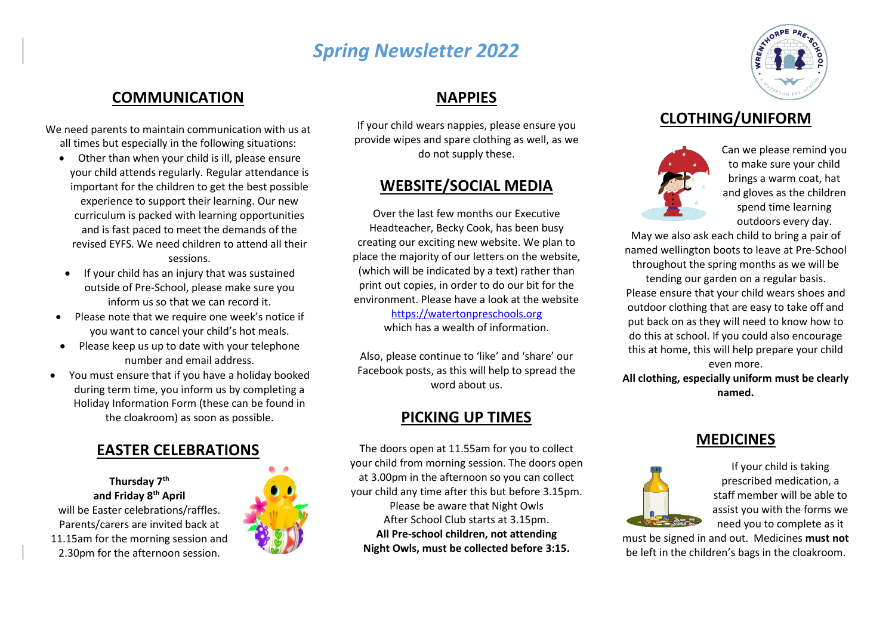# Spring Newsletter 2022

## COMMUNICATION

We need parents to maintain communication with us at all times but especially in the following situations:

- Other than when your child is ill, please ensure your child attends regularly. Regular attendance is important for the children to get the best possible experience to support their learning. Our new curriculum is packed with learning opportunities and is fast paced to meet the demands of the revised EYFS. We need children to attend all their sessions.
- If your child has an injury that was sustained outside of Pre-School, please make sure you inform us so that we can record it.
- Please note that we require one week's notice if you want to cancel your child's hot meals.
- Please keep us up to date with your telephone number and email address.
- You must ensure that if you have a holiday booked during term time, you inform us by completing a Holiday Information Form (these can be found in the cloakroom) as soon as possible.

## EASTER CELEBRATIONS

**Thursday 7th and Friday 8th April** will be Easter celebrations/raffles. Parents/carers are invited back at 11.15am for the morning session and 2.30pm for the afternoon session.

## NAPPIES

If your child wears nappies, please ensure you provide wipes and spare clothing as well, as we do not supply these.

## WEBSITE/SOCIAL MEDIA

Over the last few months our Executive Headteacher, Becky Cook, has been busy creating our exciting new website. We plan to place the majority of our letters on the website, (which will be indicated by a text) rather than print out copies, in order to do our bit for the environment. Please have a look at the website https://watertonpreschools.org which has a wealth of information.

Also, please continue to 'like' and 'share' our Facebook posts, as this will help to spread the word about us.

## PICKING UP TIMES

The doors open at 11.55am for you to collect your child from morning session. The doors open at 3.00pm in the afternoon so you can collect your child any time after this but before 3.15pm. Please be aware that Night Owls After School Club starts at 3.15pm.
**All Pre-school children, not attending Night Owls, must be collected before 3:15.**

## CLOTHING/UNIFORM

Can we please remind you to make sure your child brings a warm coat, hat and gloves as the children spend time learning outdoors every day.

May we also ask each child to bring a pair of named wellington boots to leave at Pre-School throughout the spring months as we will be tending our garden on a regular basis. Please ensure that your child wears shoes and outdoor clothing that are easy to take off and put back on as they will need to know how to do this at school. If you could also encourage this at home, this will help prepare your child even more.

**All clothing, especially uniform must be clearly named.**

## MEDICINES

If your child is taking prescribed medication, a staff member will be able to assist you with the forms we need you to complete as it must be signed in and out. Medicines **must not** be left in the children's bags in the cloakroom.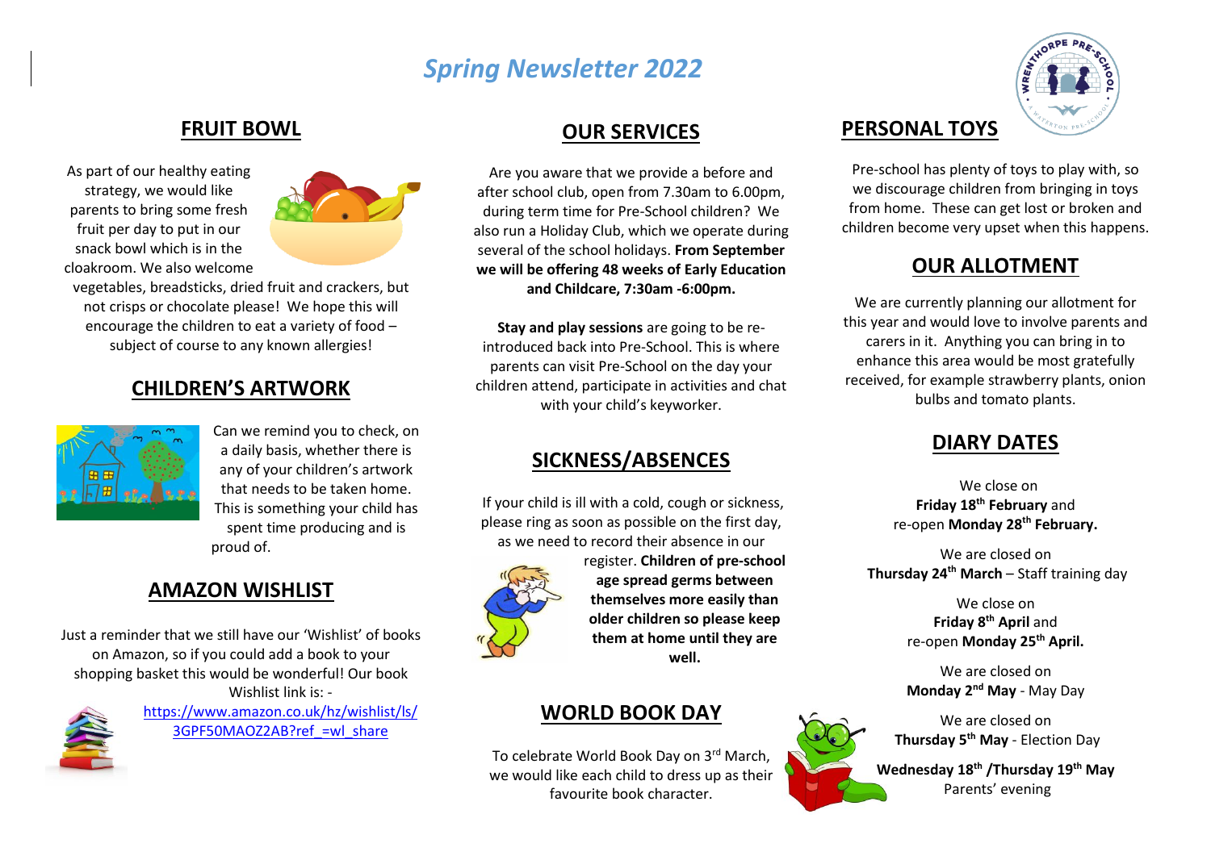# *Spring Newsletter 2022*

## FRUIT BOWL

As part of our healthy eating strategy, we would like parents to bring some fresh fruit per day to put in our snack bowl which is in the cloakroom. We also welcome vegetables, breadsticks, dried fruit and crackers, but not crisps or chocolate please! We hope this will encourage the children to eat a variety of food – subject of course to any known allergies!

## CHILDREN'S ARTWORK

Can we remind you to check, on a daily basis, whether there is any of your children's artwork that needs to be taken home. This is something your child has spent time producing and is proud of.

## AMAZON WISHLIST

Just a reminder that we still have our 'Wishlist' of books on Amazon, so if you could add a book to your shopping basket this would be wonderful! Our book Wishlist link is: -

https://www.amazon.co.uk/hz/wishlist/ls/3GPF50MAOZ2AB?ref_=wl_share

## OUR SERVICES

Are you aware that we provide a before and after school club, open from 7.30am to 6.00pm, during term time for Pre-School children? We also run a Holiday Club, which we operate during several of the school holidays. **From September we will be offering 48 weeks of Early Education and Childcare, 7:30am -6:00pm.**

**Stay and play sessions** are going to be re-introduced back into Pre-School. This is where parents can visit Pre-School on the day your children attend, participate in activities and chat with your child's keyworker.

## SICKNESS/ABSENCES

If your child is ill with a cold, cough or sickness, please ring as soon as possible on the first day, as we need to record their absence in our register. **Children of pre-school age spread germs between themselves more easily than older children so please keep them at home until they are well.**

## WORLD BOOK DAY

To celebrate World Book Day on 3rd March, we would like each child to dress up as their favourite book character.

## PERSONAL TOYS

Pre-school has plenty of toys to play with, so we discourage children from bringing in toys from home. These can get lost or broken and children become very upset when this happens.

## OUR ALLOTMENT

We are currently planning our allotment for this year and would love to involve parents and carers in it. Anything you can bring in to enhance this area would be most gratefully received, for example strawberry plants, onion bulbs and tomato plants.

## DIARY DATES

We close on **Friday 18th February** and re-open **Monday 28th February.**

We are closed on **Thursday 24th March** – Staff training day

We close on **Friday 8th April** and re-open **Monday 25th April.**

We are closed on **Monday 2nd May** - May Day

We are closed on **Thursday 5th May** - Election Day

**Wednesday 18th /Thursday 19th May** Parents' evening